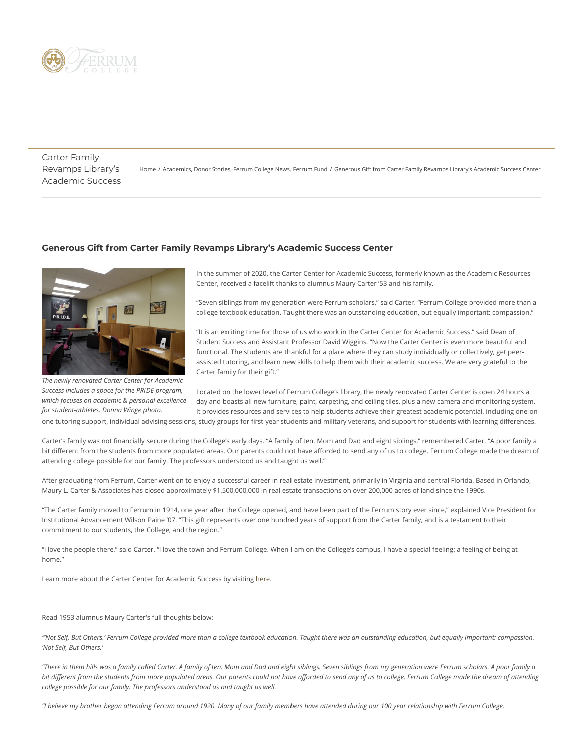Carter Family Revamps Library's Academic Success

Home / Academics, Donor Stories, Ferrum College News, Ferrum Fund / Generous Gift from Carter Family Revamps Library's Academic Success Center

## Generous Gift from Carter Family Revamps Library's Academic Success Center

*The newly renovated Carter Center for Academic Success includes a space for the PRIDE program, which focuses on academic & personal excellence for student-athletes. Donna Winge photo.*

In the summer of 2020, the Carter Center for Academic Success, formerly known as the Academic Resources Center, received a facelift thanks to alumnus Maury Carter '53 and his family.

"Seven siblings from my generation were Ferrum scholars," said Carter. "Ferrum College provided more than a college textbook education. Taught there was an outstanding education, but equally important: compassion."

"It is an exciting time for those of us who work in the Carter Center for Academic Success," said Dean of Student Success and Assistant Professor David Wiggins. "Now the Carter Center is even more beautiful and functional. The students are thankful for a place where they can study individually or collectively, get peer-assisted tutoring, and learn new skills to help them with their academic success. We are very grateful to the Carter family for their gift."

Located on the lower level of Ferrum College's library, the newly renovated Carter Center is open 24 hours a day and boasts all new furniture, paint, carpeting, and ceiling tiles, plus a new camera and monitoring system. It provides resources and services to help students achieve their greatest academic potential, including one-on-one tutoring support, individual advising sessions, study groups for first-year students and military veterans, and support for students with learning differences.

Carter's family was not financially secure during the College's early days. "A family of ten. Mom and Dad and eight siblings," remembered Carter. "A poor family a bit different from the students from more populated areas. Our parents could not have afforded to send any of us to college. Ferrum College made the dream of attending college possible for our family. The professors understood us and taught us well."

After graduating from Ferrum, Carter went on to enjoy a successful career in real estate investment, primarily in Virginia and central Florida. Based in Orlando, Maury L. Carter & Associates has closed approximately $1,500,000,000 in real estate transactions on over 200,000 acres of land since the 1990s.

"The Carter family moved to Ferrum in 1914, one year after the College opened, and have been part of the Ferrum story ever since," explained Vice President for Institutional Advancement Wilson Paine '07. "This gift represents over one hundred years of support from the Carter family, and is a testament to their commitment to our students, the College, and the region."

"I love the people there," said Carter. "I love the town and Ferrum College. When I am on the College's campus, I have a special feeling: a feeling of being at home."

Learn more about the Carter Center for Academic Success by visiting here.

Read 1953 alumnus Maury Carter's full thoughts below:

*"'Not Self, But Others.' Ferrum College provided more than a college textbook education. Taught there was an outstanding education, but equally important: compassion. 'Not Self, But Others.'*

*"There in them hills was a family called Carter. A family of ten. Mom and Dad and eight siblings. Seven siblings from my generation were Ferrum scholars. A poor family a bit different from the students from more populated areas. Our parents could not have afforded to send any of us to college. Ferrum College made the dream of attending college possible for our family. The professors understood us and taught us well.*

*"I believe my brother began attending Ferrum around 1920. Many of our family members have attended during our 100 year relationship with Ferrum College.*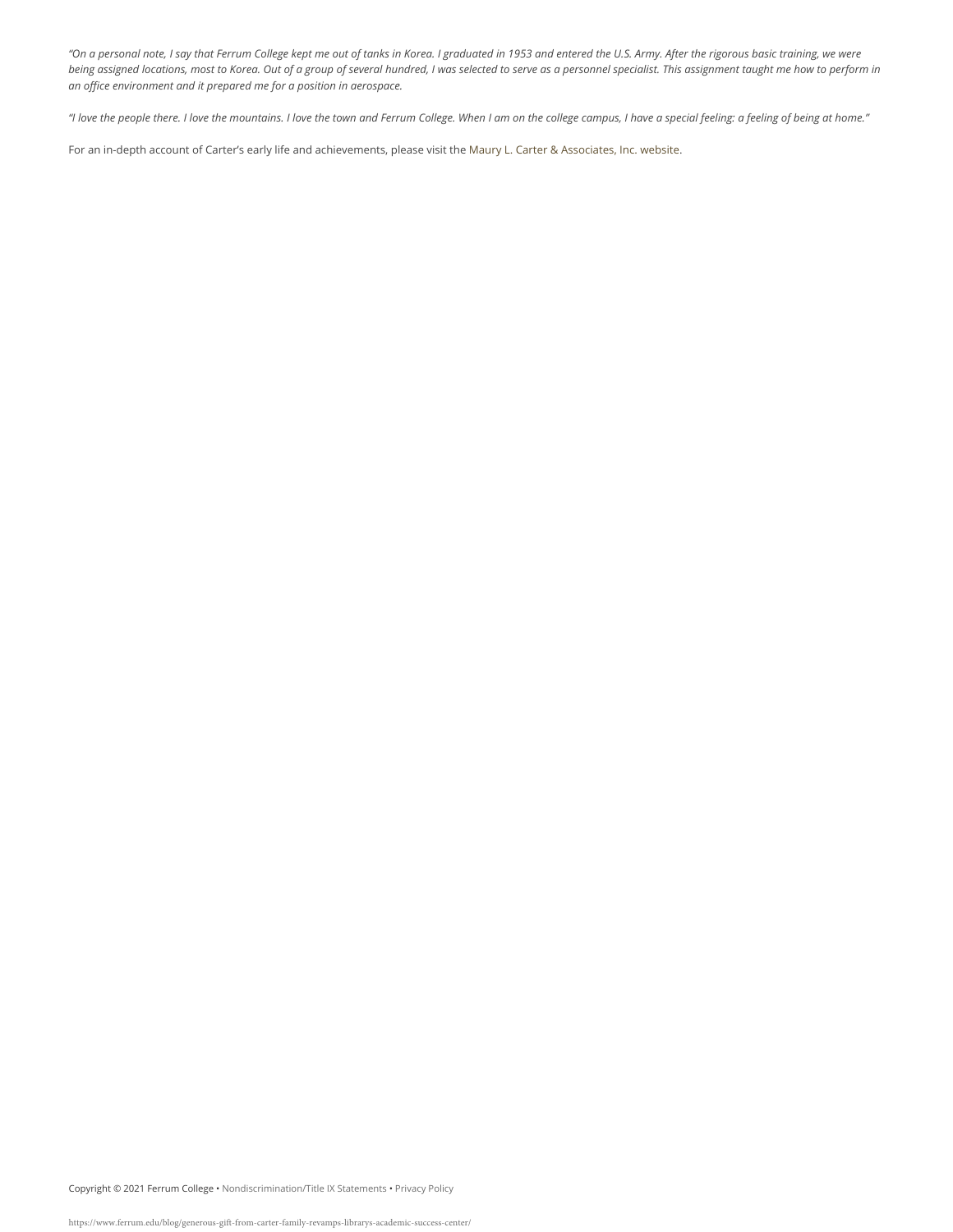*"On a personal note, I say that Ferrum College kept me out of tanks in Korea. I graduated in 1953 and entered the U.S. Army. After the rigorous basic training, we were being assigned locations, most to Korea. Out of a group of several hundred, I was selected to serve as a personnel specialist. This assignment taught me how to perform in an office environment and it prepared me for a position in aerospace.*

*"I love the people there. I love the mountains. I love the town and Ferrum College. When I am on the college campus, I have a special feeling: a feeling of being at home."*

For an in-depth account of Carter's early life and achievements, please visit the Maury L. Carter & Associates, Inc. website.

Copyright © 2021 Ferrum College • Nondiscrimination/Title IX Statements • Privacy Policy